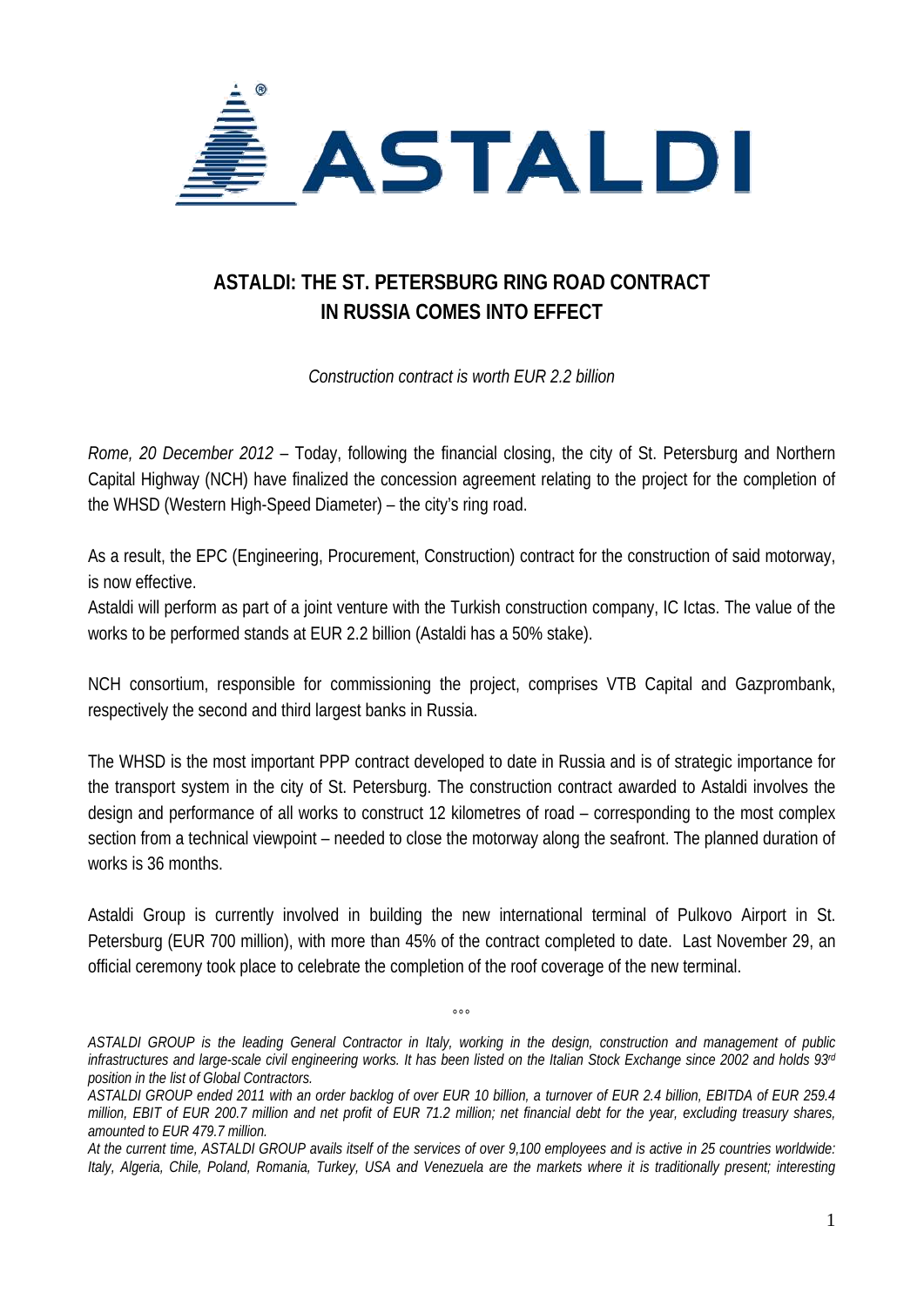# ASTALDI: THE ST. PETERSBURG RING ROAD CONTRACT IN RUSSIA COMES INTO EFFECT

*Construction contract is worth EUR 2.2 billion*

*Rome, 20 December 2012* – Today, following the financial closing, the city of St. Petersburg and Northern Capital Highway (NCH) have finalized the concession agreement relating to the project for the completion of the WHSD (Western High-Speed Diameter) – the city's ring road.

As a result, the EPC (Engineering, Procurement, Construction) contract for the construction of said motorway, is now effective.
Astaldi will perform as part of a joint venture with the Turkish construction company, IC Ictas. The value of the works to be performed stands at EUR 2.2 billion (Astaldi has a 50% stake).

NCH consortium, responsible for commissioning the project, comprises VTB Capital and Gazprombank, respectively the second and third largest banks in Russia.

The WHSD is the most important PPP contract developed to date in Russia and is of strategic importance for the transport system in the city of St. Petersburg. The construction contract awarded to Astaldi involves the design and performance of all works to construct 12 kilometres of road – corresponding to the most complex section from a technical viewpoint – needed to close the motorway along the seafront. The planned duration of works is 36 months.

Astaldi Group is currently involved in building the new international terminal of Pulkovo Airport in St. Petersburg (EUR 700 million), with more than 45% of the contract completed to date. Last November 29, an official ceremony took place to celebrate the completion of the roof coverage of the new terminal.

°°°

*ASTALDI GROUP is the leading General Contractor in Italy, working in the design, construction and management of public infrastructures and large-scale civil engineering works. It has been listed on the Italian Stock Exchange since 2002 and holds 93rd position in the list of Global Contractors.*
*ASTALDI GROUP ended 2011 with an order backlog of over EUR 10 billion, a turnover of EUR 2.4 billion, EBITDA of EUR 259.4 million, EBIT of EUR 200.7 million and net profit of EUR 71.2 million; net financial debt for the year, excluding treasury shares, amounted to EUR 479.7 million.*
*At the current time, ASTALDI GROUP avails itself of the services of over 9,100 employees and is active in 25 countries worldwide: Italy, Algeria, Chile, Poland, Romania, Turkey, USA and Venezuela are the markets where it is traditionally present; interesting*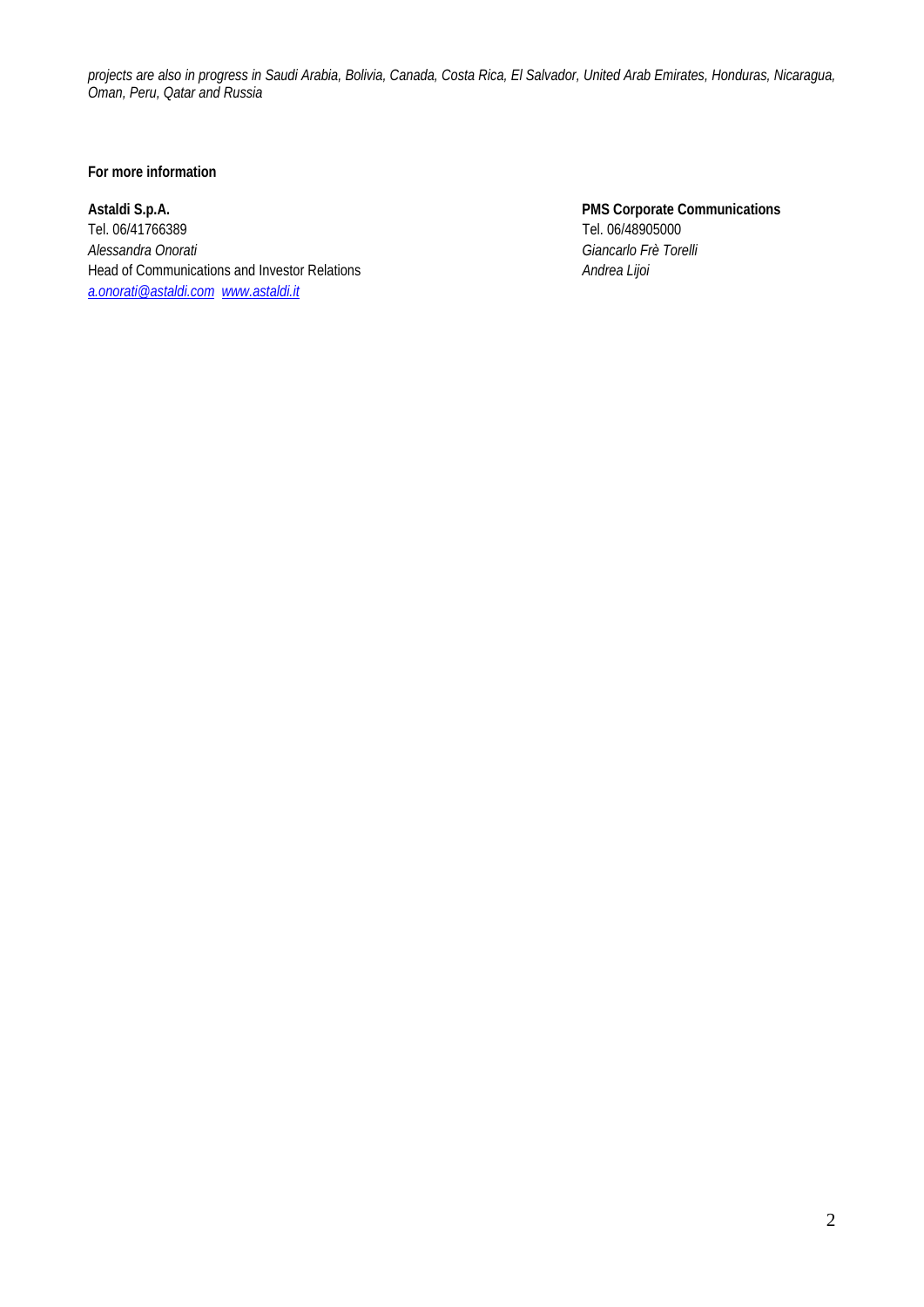*projects are also in progress in Saudi Arabia, Bolivia, Canada, Costa Rica, El Salvador, United Arab Emirates, Honduras, Nicaragua, Oman, Peru, Qatar and Russia*

**For more information**

**Astaldi S.p.A.**
Tel. 06/41766389
*Alessandra Onorati*
Head of Communications and Investor Relations
*a.onorati@astaldi.com* *www.astaldi.it*

**PMS Corporate Communications**
Tel. 06/48905000
*Giancarlo Frè Torelli*
*Andrea Lijoi*